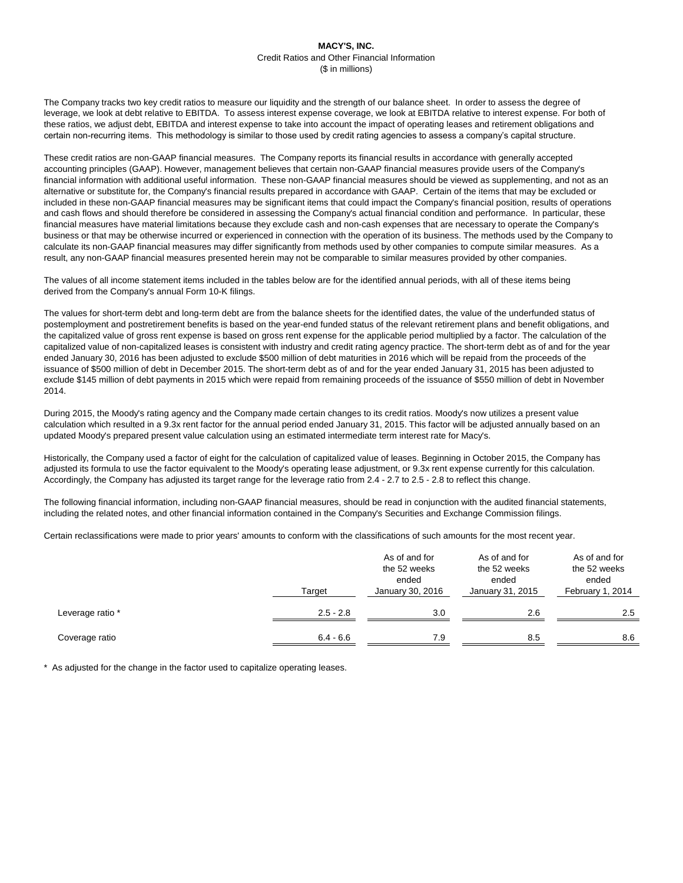**MACY'S, INC.**

Credit Ratios and Other Financial Information

($ in millions)

The Company tracks two key credit ratios to measure our liquidity and the strength of our balance sheet. In order to assess the degree of leverage, we look at debt relative to EBITDA. To assess interest expense coverage, we look at EBITDA relative to interest expense. For both of these ratios, we adjust debt, EBITDA and interest expense to take into account the impact of operating leases and retirement obligations and certain non-recurring items. This methodology is similar to those used by credit rating agencies to assess a company's capital structure.

These credit ratios are non-GAAP financial measures. The Company reports its financial results in accordance with generally accepted accounting principles (GAAP). However, management believes that certain non-GAAP financial measures provide users of the Company's financial information with additional useful information. These non-GAAP financial measures should be viewed as supplementing, and not as an alternative or substitute for, the Company's financial results prepared in accordance with GAAP. Certain of the items that may be excluded or included in these non-GAAP financial measures may be significant items that could impact the Company's financial position, results of operations and cash flows and should therefore be considered in assessing the Company's actual financial condition and performance. In particular, these financial measures have material limitations because they exclude cash and non-cash expenses that are necessary to operate the Company's business or that may be otherwise incurred or experienced in connection with the operation of its business. The methods used by the Company to calculate its non-GAAP financial measures may differ significantly from methods used by other companies to compute similar measures. As a result, any non-GAAP financial measures presented herein may not be comparable to similar measures provided by other companies.

The values of all income statement items included in the tables below are for the identified annual periods, with all of these items being derived from the Company's annual Form 10-K filings.

The values for short-term debt and long-term debt are from the balance sheets for the identified dates, the value of the underfunded status of postemployment and postretirement benefits is based on the year-end funded status of the relevant retirement plans and benefit obligations, and the capitalized value of gross rent expense is based on gross rent expense for the applicable period multiplied by a factor. The calculation of the capitalized value of non-capitalized leases is consistent with industry and credit rating agency practice. The short-term debt as of and for the year ended January 30, 2016 has been adjusted to exclude $500 million of debt maturities in 2016 which will be repaid from the proceeds of the issuance of $500 million of debt in December 2015. The short-term debt as of and for the year ended January 31, 2015 has been adjusted to exclude $145 million of debt payments in 2015 which were repaid from remaining proceeds of the issuance of $550 million of debt in November 2014.

During 2015, the Moody's rating agency and the Company made certain changes to its credit ratios. Moody's now utilizes a present value calculation which resulted in a 9.3x rent factor for the annual period ended January 31, 2015. This factor will be adjusted annually based on an updated Moody's prepared present value calculation using an estimated intermediate term interest rate for Macy's.

Historically, the Company used a factor of eight for the calculation of capitalized value of leases. Beginning in October 2015, the Company has adjusted its formula to use the factor equivalent to the Moody's operating lease adjustment, or 9.3x rent expense currently for this calculation. Accordingly, the Company has adjusted its target range for the leverage ratio from 2.4 - 2.7 to 2.5 - 2.8 to reflect this change.

The following financial information, including non-GAAP financial measures, should be read in conjunction with the audited financial statements, including the related notes, and other financial information contained in the Company's Securities and Exchange Commission filings.

Certain reclassifications were made to prior years' amounts to conform with the classifications of such amounts for the most recent year.

| | Target | As of and for the 52 weeks ended January 30, 2016 | As of and for the 52 weeks ended January 31, 2015 | As of and for the 52 weeks ended February 1, 2014 |
|---|---|---|---|---|
| Leverage ratio * | 2.5 - 2.8 | 3.0 | 2.6 | 2.5 |
| Coverage ratio | 6.4 - 6.6 | 7.9 | 8.5 | 8.6 |

* As adjusted for the change in the factor used to capitalize operating leases.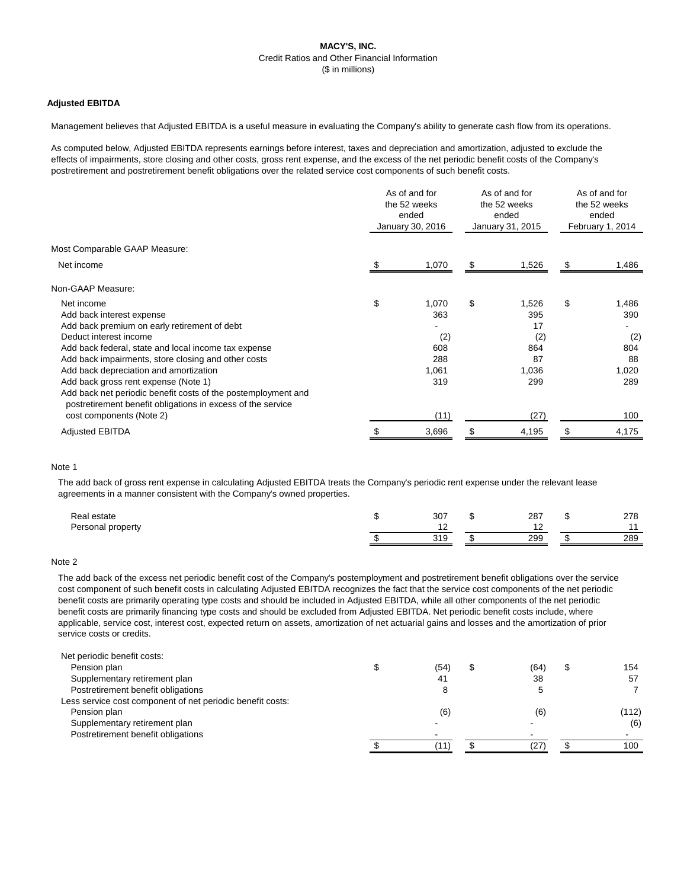**MACY'S, INC.**

Credit Ratios and Other Financial Information

($ in millions)

**Adjusted EBITDA**

Management believes that Adjusted EBITDA is a useful measure in evaluating the Company's ability to generate cash flow from its operations.

As computed below, Adjusted EBITDA represents earnings before interest, taxes and depreciation and amortization, adjusted to exclude the effects of impairments, store closing and other costs, gross rent expense, and the excess of the net periodic benefit costs of the Company's postretirement and postretirement benefit obligations over the related service cost components of such benefit costs.

| | As of and for the 52 weeks ended January 30, 2016 | As of and for the 52 weeks ended January 31, 2015 | As of and for the 52 weeks ended February 1, 2014 |
|---|---|---|---|
| Most Comparable GAAP Measure: | | | |
| Net income | $ 1,070 | $ 1,526 | $ 1,486 |
| Non-GAAP Measure: | | | |
| Net income | $ 1,070 | $ 1,526 | $ 1,486 |
| Add back interest expense | 363 | 395 | 390 |
| Add back premium on early retirement of debt | - | 17 | - |
| Deduct interest income | (2) | (2) | (2) |
| Add back federal, state and local income tax expense | 608 | 864 | 804 |
| Add back impairments, store closing and other costs | 288 | 87 | 88 |
| Add back depreciation and amortization | 1,061 | 1,036 | 1,020 |
| Add back gross rent expense (Note 1) | 319 | 299 | 289 |
| Add back net periodic benefit costs of the postemployment and postretirement benefit obligations in excess of the service cost components (Note 2) | (11) | (27) | 100 |
| Adjusted EBITDA | $ 3,696 | $ 4,195 | $ 4,175 |

Note 1

The add back of gross rent expense in calculating Adjusted EBITDA treats the Company's periodic rent expense under the relevant lease agreements in a manner consistent with the Company's owned properties.

| | | | |
|---|---|---|---|
| Real estate | $ 307 | $ 287 | $ 278 |
| Personal property | 12 | 12 | 11 |
| | $ 319 | $ 299 | $ 289 |

Note 2

The add back of the excess net periodic benefit cost of the Company's postemployment and postretirement benefit obligations over the service cost component of such benefit costs in calculating Adjusted EBITDA recognizes the fact that the service cost components of the net periodic benefit costs are primarily operating type costs and should be included in Adjusted EBITDA, while all other components of the net periodic benefit costs are primarily financing type costs and should be excluded from Adjusted EBITDA. Net periodic benefit costs include, where applicable, service cost, interest cost, expected return on assets, amortization of net actuarial gains and losses and the amortization of prior service costs or credits.

| | | | |
|---|---|---|---|
| Net periodic benefit costs: | | | |
| Pension plan | $ (54) | $ (64) | $ 154 |
| Supplementary retirement plan | 41 | 38 | 57 |
| Postretirement benefit obligations | 8 | 5 | 7 |
| Less service cost component of net periodic benefit costs: | | | |
| Pension plan | (6) | (6) | (112) |
| Supplementary retirement plan | - | - | (6) |
| Postretirement benefit obligations | - | - | - |
| | $ (11) | $ (27) | $ 100 |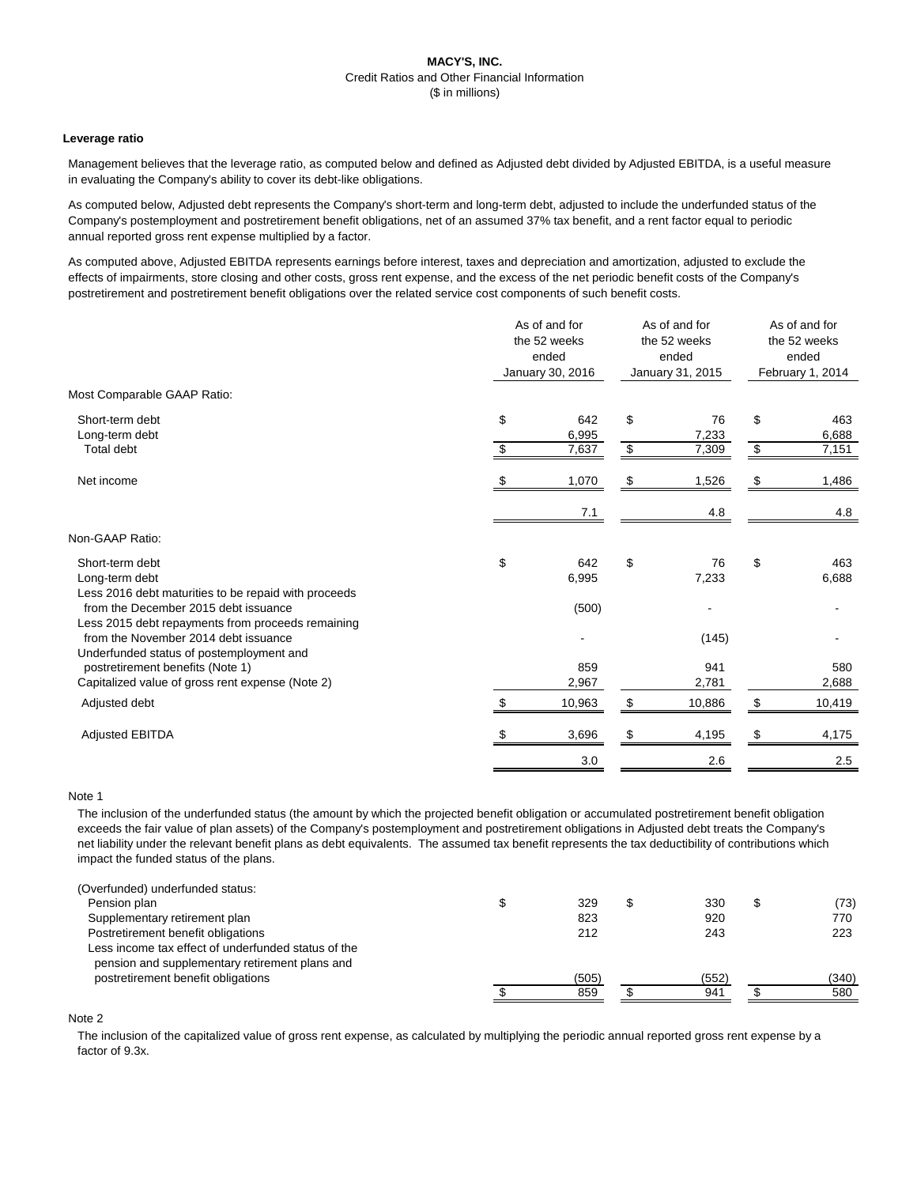**MACY'S, INC.**
Credit Ratios and Other Financial Information
($ in millions)

**Leverage ratio**

Management believes that the leverage ratio, as computed below and defined as Adjusted debt divided by Adjusted EBITDA, is a useful measure in evaluating the Company's ability to cover its debt-like obligations.

As computed below, Adjusted debt represents the Company's short-term and long-term debt, adjusted to include the underfunded status of the Company's postemployment and postretirement benefit obligations, net of an assumed 37% tax benefit, and a rent factor equal to periodic annual reported gross rent expense multiplied by a factor.

As computed above, Adjusted EBITDA represents earnings before interest, taxes and depreciation and amortization, adjusted to exclude the effects of impairments, store closing and other costs, gross rent expense, and the excess of the net periodic benefit costs of the Company's postretirement and postretirement benefit obligations over the related service cost components of such benefit costs.

| | As of and for the 52 weeks ended January 30, 2016 | As of and for the 52 weeks ended January 31, 2015 | As of and for the 52 weeks ended February 1, 2014 |
|---|---|---|---|
| Most Comparable GAAP Ratio: | | | |
| Short-term debt | $ 642 | $ 76 | $ 463 |
| Long-term debt | 6,995 | 7,233 | 6,688 |
| Total debt | $ 7,637 | $ 7,309 | $ 7,151 |
| Net income | $ 1,070 | $ 1,526 | $ 1,486 |
| | 7.1 | 4.8 | 4.8 |
| Non-GAAP Ratio: | | | |
| Short-term debt | $ 642 | $ 76 | $ 463 |
| Long-term debt | 6,995 | 7,233 | 6,688 |
| Less 2016 debt maturities to be repaid with proceeds from the December 2015 debt issuance | (500) | - | - |
| Less 2015 debt repayments from proceeds remaining from the November 2014 debt issuance | - | (145) | - |
| Underfunded status of postemployment and postretirement benefits (Note 1) | 859 | 941 | 580 |
| Capitalized value of gross rent expense (Note 2) | 2,967 | 2,781 | 2,688 |
| Adjusted debt | $ 10,963 | $ 10,886 | $ 10,419 |
| Adjusted EBITDA | $ 3,696 | $ 4,195 | $ 4,175 |
| | 3.0 | 2.6 | 2.5 |

Note 1

The inclusion of the underfunded status (the amount by which the projected benefit obligation or accumulated postretirement benefit obligation exceeds the fair value of plan assets) of the Company's postemployment and postretirement obligations in Adjusted debt treats the Company's net liability under the relevant benefit plans as debt equivalents. The assumed tax benefit represents the tax deductibility of contributions which impact the funded status of the plans.

| | | | |
|---|---|---|---|
| (Overfunded) underfunded status: | | | |
| Pension plan | $ 329 | $ 330 | $ (73) |
| Supplementary retirement plan | 823 | 920 | 770 |
| Postretirement benefit obligations | 212 | 243 | 223 |
| Less income tax effect of underfunded status of the pension and supplementary retirement plans and postretirement benefit obligations | (505) | (552) | (340) |
| | $ 859 | $ 941 | $ 580 |

Note 2

The inclusion of the capitalized value of gross rent expense, as calculated by multiplying the periodic annual reported gross rent expense by a factor of 9.3x.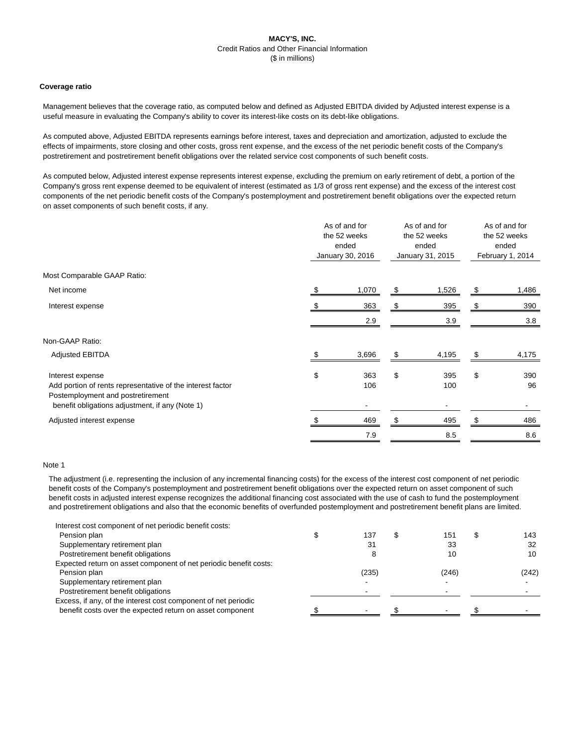**MACY'S, INC.**
Credit Ratios and Other Financial Information
($ in millions)

**Coverage ratio**

Management believes that the coverage ratio, as computed below and defined as Adjusted EBITDA divided by Adjusted interest expense is a useful measure in evaluating the Company's ability to cover its interest-like costs on its debt-like obligations.

As computed above, Adjusted EBITDA represents earnings before interest, taxes and depreciation and amortization, adjusted to exclude the effects of impairments, store closing and other costs, gross rent expense, and the excess of the net periodic benefit costs of the Company's postretirement and postretirement benefit obligations over the related service cost components of such benefit costs.

As computed below, Adjusted interest expense represents interest expense, excluding the premium on early retirement of debt, a portion of the Company's gross rent expense deemed to be equivalent of interest (estimated as 1/3 of gross rent expense) and the excess of the interest cost components of the net periodic benefit costs of the Company's postemployment and postretirement benefit obligations over the expected return on asset components of such benefit costs, if any.

| | As of and for the 52 weeks ended January 30, 2016 | As of and for the 52 weeks ended January 31, 2015 | As of and for the 52 weeks ended February 1, 2014 |
|---|---|---|---|
| Most Comparable GAAP Ratio: | | | |
| Net income | $ 1,070 | $ 1,526 | $ 1,486 |
| Interest expense | $ 363 | $ 395 | $ 390 |
| | 2.9 | 3.9 | 3.8 |
| Non-GAAP Ratio: | | | |
| Adjusted EBITDA | $ 3,696 | $ 4,195 | $ 4,175 |
| Interest expense | $ 363 | $ 395 | $ 390 |
| Add portion of rents representative of the interest factor | 106 | 100 | 96 |
| Postemployment and postretirement benefit obligations adjustment, if any (Note 1) | - | - | - |
| Adjusted interest expense | $ 469 | $ 495 | $ 486 |
| | 7.9 | 8.5 | 8.6 |

Note 1

The adjustment (i.e. representing the inclusion of any incremental financing costs) for the excess of the interest cost component of net periodic benefit costs of the Company's postemployment and postretirement benefit obligations over the expected return on asset component of such benefit costs in adjusted interest expense recognizes the additional financing cost associated with the use of cash to fund the postemployment and postretirement obligations and also that the economic benefits of overfunded postemployment and postretirement benefit plans are limited.

| | | | |
|---|---|---|---|
| Interest cost component of net periodic benefit costs: | | | |
| Pension plan | $ 137 | $ 151 | $ 143 |
| Supplementary retirement plan | 31 | 33 | 32 |
| Postretirement benefit obligations | 8 | 10 | 10 |
| Expected return on asset component of net periodic benefit costs: | | | |
| Pension plan | (235) | (246) | (242) |
| Supplementary retirement plan | - | - | - |
| Postretirement benefit obligations | - | - | - |
| Excess, if any, of the interest cost component of net periodic benefit costs over the expected return on asset component | $ - | $ - | $ - |